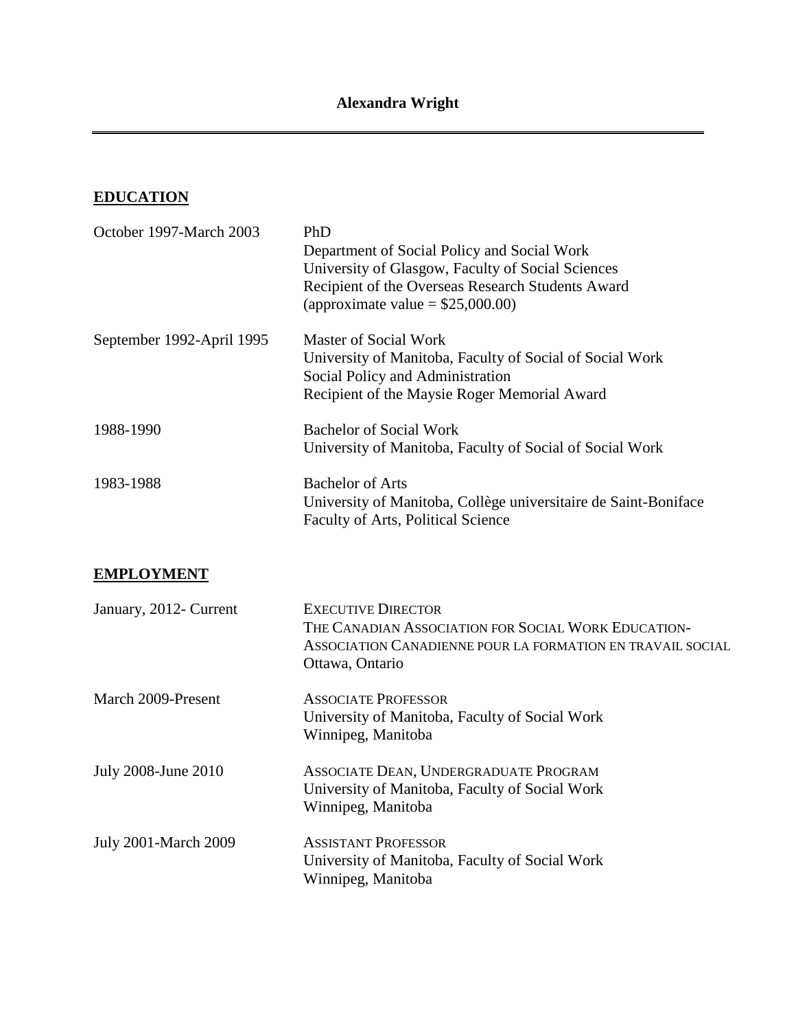# Alexandra Wright

## EDUCATION

| | |
|---|---|
| October 1997-March 2003 | PhD<br>Department of Social Policy and Social Work<br>University of Glasgow, Faculty of Social Sciences<br>Recipient of the Overseas Research Students Award<br>(approximate value = $25,000.00) |
| September 1992-April 1995 | Master of Social Work<br>University of Manitoba, Faculty of Social of Social Work<br>Social Policy and Administration<br>Recipient of the Maysie Roger Memorial Award |
| 1988-1990 | Bachelor of Social Work<br>University of Manitoba, Faculty of Social of Social Work |
| 1983-1988 | Bachelor of Arts<br>University of Manitoba, Collège universitaire de Saint-Boniface<br>Faculty of Arts, Political Science |

## EMPLOYMENT

| | |
|---|---|
| January, 2012- Current | EXECUTIVE DIRECTOR<br>THE CANADIAN ASSOCIATION FOR SOCIAL WORK EDUCATION-ASSOCIATION CANADIENNE POUR LA FORMATION EN TRAVAIL SOCIAL<br>Ottawa, Ontario |
| March 2009-Present | ASSOCIATE PROFESSOR<br>University of Manitoba, Faculty of Social Work<br>Winnipeg, Manitoba |
| July 2008-June 2010 | ASSOCIATE DEAN, UNDERGRADUATE PROGRAM<br>University of Manitoba, Faculty of Social Work<br>Winnipeg, Manitoba |
| July 2001-March 2009 | ASSISTANT PROFESSOR<br>University of Manitoba, Faculty of Social Work<br>Winnipeg, Manitoba |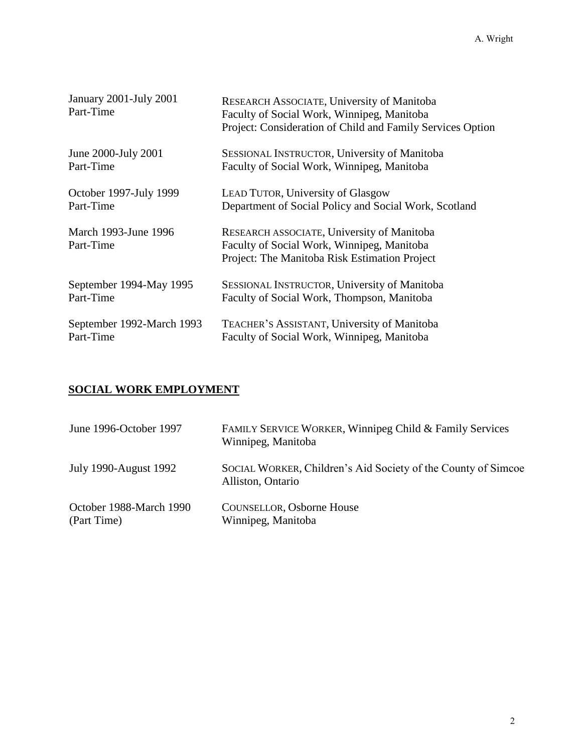| | |
|---|---|
| January 2001-July 2001<br>Part-Time | RESEARCH ASSOCIATE, University of Manitoba<br>Faculty of Social Work, Winnipeg, Manitoba<br>Project: Consideration of Child and Family Services Option |
| June 2000-July 2001<br>Part-Time | SESSIONAL INSTRUCTOR, University of Manitoba<br>Faculty of Social Work, Winnipeg, Manitoba |
| October 1997-July 1999<br>Part-Time | LEAD TUTOR, University of Glasgow<br>Department of Social Policy and Social Work, Scotland |
| March 1993-June 1996<br>Part-Time | RESEARCH ASSOCIATE, University of Manitoba<br>Faculty of Social Work, Winnipeg, Manitoba<br>Project: The Manitoba Risk Estimation Project |
| September 1994-May 1995<br>Part-Time | SESSIONAL INSTRUCTOR, University of Manitoba<br>Faculty of Social Work, Thompson, Manitoba |
| September 1992-March 1993<br>Part-Time | TEACHER'S ASSISTANT, University of Manitoba<br>Faculty of Social Work, Winnipeg, Manitoba |

## SOCIAL WORK EMPLOYMENT

| | |
|---|---|
| June 1996-October 1997 | FAMILY SERVICE WORKER, Winnipeg Child & Family Services<br>Winnipeg, Manitoba |
| July 1990-August 1992 | SOCIAL WORKER, Children's Aid Society of the County of Simcoe<br>Alliston, Ontario |
| October 1988-March 1990<br>(Part Time) | COUNSELLOR, Osborne House<br>Winnipeg, Manitoba |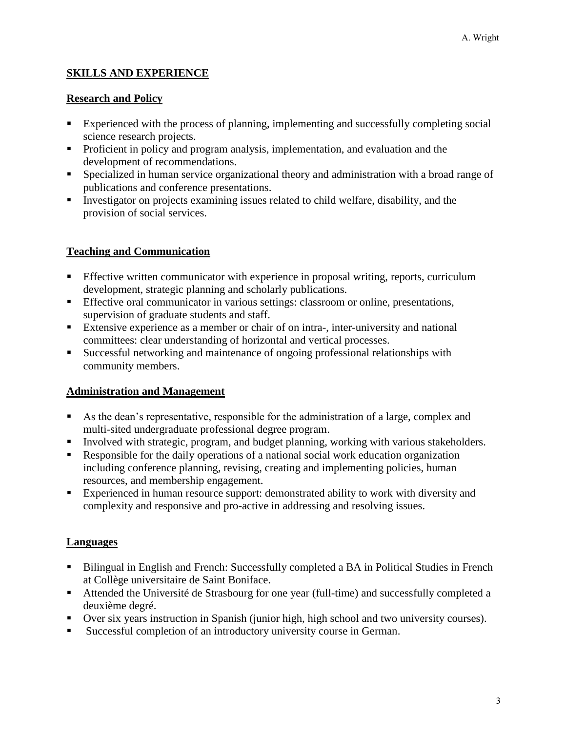## SKILLS AND EXPERIENCE

### Research and Policy

- Experienced with the process of planning, implementing and successfully completing social science research projects.
- Proficient in policy and program analysis, implementation, and evaluation and the development of recommendations.
- Specialized in human service organizational theory and administration with a broad range of publications and conference presentations.
- Investigator on projects examining issues related to child welfare, disability, and the provision of social services.

### Teaching and Communication

- Effective written communicator with experience in proposal writing, reports, curriculum development, strategic planning and scholarly publications.
- Effective oral communicator in various settings: classroom or online, presentations, supervision of graduate students and staff.
- Extensive experience as a member or chair of on intra-, inter-university and national committees: clear understanding of horizontal and vertical processes.
- Successful networking and maintenance of ongoing professional relationships with community members.

### Administration and Management

- As the dean's representative, responsible for the administration of a large, complex and multi-sited undergraduate professional degree program.
- Involved with strategic, program, and budget planning, working with various stakeholders.
- Responsible for the daily operations of a national social work education organization including conference planning, revising, creating and implementing policies, human resources, and membership engagement.
- Experienced in human resource support: demonstrated ability to work with diversity and complexity and responsive and pro-active in addressing and resolving issues.

### Languages

- Bilingual in English and French: Successfully completed a BA in Political Studies in French at Collège universitaire de Saint Boniface.
- Attended the Université de Strasbourg for one year (full-time) and successfully completed a deuxième degré.
- Over six years instruction in Spanish (junior high, high school and two university courses).
- Successful completion of an introductory university course in German.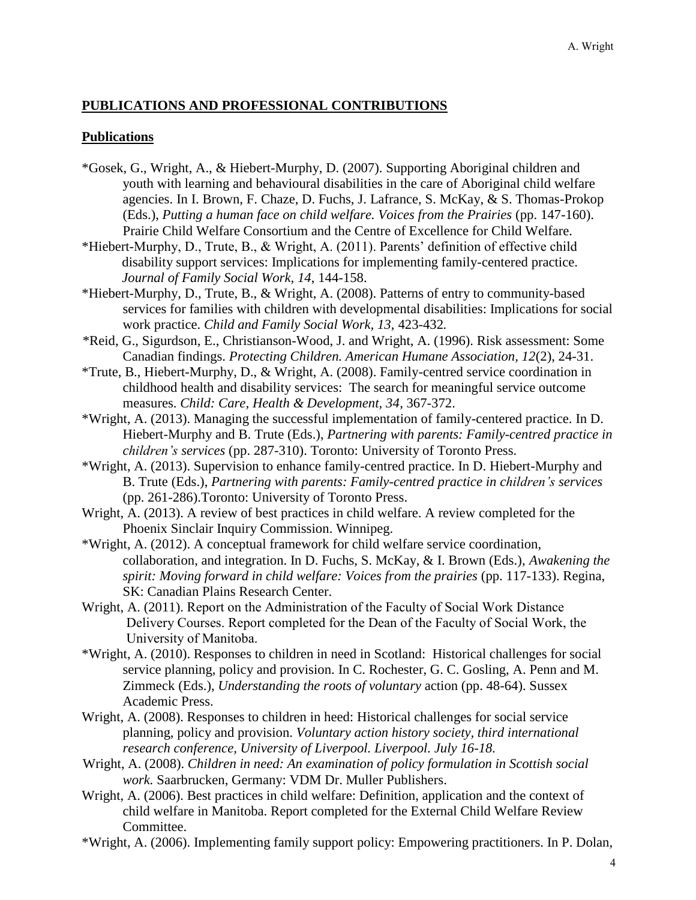## PUBLICATIONS AND PROFESSIONAL CONTRIBUTIONS

### Publications

*Gosek, G., Wright, A., & Hiebert-Murphy, D. (2007). Supporting Aboriginal children and youth with learning and behavioural disabilities in the care of Aboriginal child welfare agencies. In I. Brown, F. Chaze, D. Fuchs, J. Lafrance, S. McKay, & S. Thomas-Prokop (Eds.), *Putting a human face on child welfare. Voices from the Prairies* (pp. 147-160). Prairie Child Welfare Consortium and the Centre of Excellence for Child Welfare.

*Hiebert-Murphy, D., Trute, B., & Wright, A. (2011). Parents' definition of effective child disability support services: Implications for implementing family-centered practice. *Journal of Family Social Work, 14*, 144-158.

*Hiebert-Murphy, D., Trute, B., & Wright, A. (2008). Patterns of entry to community-based services for families with children with developmental disabilities: Implications for social work practice. *Child and Family Social Work, 13*, 423-432.

*Reid, G., Sigurdson, E., Christianson-Wood, J. and Wright, A. (1996). Risk assessment: Some Canadian findings. *Protecting Children. American Humane Association, 12*(2), 24-31.

*Trute, B., Hiebert-Murphy, D., & Wright, A. (2008). Family-centred service coordination in childhood health and disability services: The search for meaningful service outcome measures. *Child: Care, Health & Development, 34*, 367-372.

*Wright, A. (2013). Managing the successful implementation of family-centered practice. In D. Hiebert-Murphy and B. Trute (Eds.), *Partnering with parents: Family-centred practice in children's services* (pp. 287-310). Toronto: University of Toronto Press.

*Wright, A. (2013). Supervision to enhance family-centred practice. In D. Hiebert-Murphy and B. Trute (Eds.), *Partnering with parents: Family-centred practice in children's services* (pp. 261-286).Toronto: University of Toronto Press.

Wright, A. (2013). A review of best practices in child welfare. A review completed for the Phoenix Sinclair Inquiry Commission. Winnipeg.

*Wright, A. (2012). A conceptual framework for child welfare service coordination, collaboration, and integration. In D. Fuchs, S. McKay, & I. Brown (Eds.), *Awakening the spirit: Moving forward in child welfare: Voices from the prairies* (pp. 117-133). Regina, SK: Canadian Plains Research Center.

Wright, A. (2011). Report on the Administration of the Faculty of Social Work Distance Delivery Courses. Report completed for the Dean of the Faculty of Social Work, the University of Manitoba.

*Wright, A. (2010). Responses to children in need in Scotland: Historical challenges for social service planning, policy and provision. In C. Rochester, G. C. Gosling, A. Penn and M. Zimmeck (Eds.), *Understanding the roots of voluntary* action (pp. 48-64). Sussex Academic Press.

Wright, A. (2008). Responses to children in heed: Historical challenges for social service planning, policy and provision. *Voluntary action history society, third international research conference, University of Liverpool. Liverpool. July 16-18.*

Wright, A. (2008). *Children in need: An examination of policy formulation in Scottish social work.* Saarbrucken, Germany: VDM Dr. Muller Publishers.

Wright, A. (2006). Best practices in child welfare: Definition, application and the context of child welfare in Manitoba. Report completed for the External Child Welfare Review Committee.

*Wright, A. (2006). Implementing family support policy: Empowering practitioners. In P. Dolan,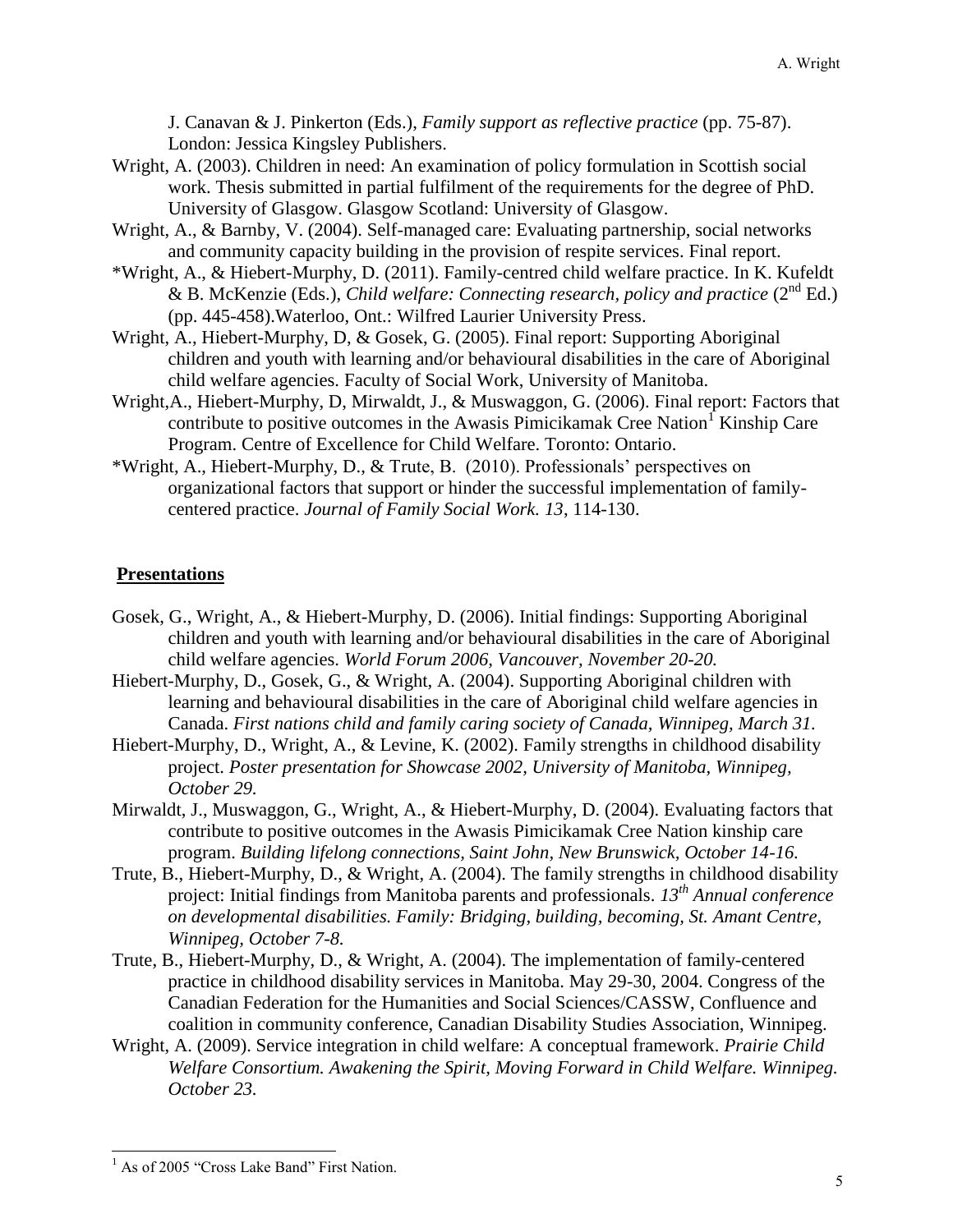J. Canavan & J. Pinkerton (Eds.), *Family support as reflective practice* (pp. 75-87). London: Jessica Kingsley Publishers.

Wright, A. (2003). Children in need: An examination of policy formulation in Scottish social work. Thesis submitted in partial fulfilment of the requirements for the degree of PhD. University of Glasgow. Glasgow Scotland: University of Glasgow.

Wright, A., & Barnby, V. (2004). Self-managed care: Evaluating partnership, social networks and community capacity building in the provision of respite services. Final report.

*Wright, A., & Hiebert-Murphy, D. (2011). Family-centred child welfare practice. In K. Kufeldt & B. McKenzie (Eds.), *Child welfare: Connecting research, policy and practice* (2nd Ed.) (pp. 445-458).Waterloo, Ont.: Wilfred Laurier University Press.

Wright, A., Hiebert-Murphy, D, & Gosek, G. (2005). Final report: Supporting Aboriginal children and youth with learning and/or behavioural disabilities in the care of Aboriginal child welfare agencies. Faculty of Social Work, University of Manitoba.

Wright,A., Hiebert-Murphy, D, Mirwaldt, J., & Muswaggon, G. (2006). Final report: Factors that contribute to positive outcomes in the Awasis Pimicikamak Cree Nation[1] Kinship Care Program. Centre of Excellence for Child Welfare. Toronto: Ontario.

*Wright, A., Hiebert-Murphy, D., & Trute, B. (2010). Professionals' perspectives on organizational factors that support or hinder the successful implementation of family-centered practice. *Journal of Family Social Work. 13*, 114-130.

## Presentations

Gosek, G., Wright, A., & Hiebert-Murphy, D. (2006). Initial findings: Supporting Aboriginal children and youth with learning and/or behavioural disabilities in the care of Aboriginal child welfare agencies. *World Forum 2006, Vancouver, November 20-20.*

Hiebert-Murphy, D., Gosek, G., & Wright, A. (2004). Supporting Aboriginal children with learning and behavioural disabilities in the care of Aboriginal child welfare agencies in Canada. *First nations child and family caring society of Canada, Winnipeg, March 31.*

Hiebert-Murphy, D., Wright, A., & Levine, K. (2002). Family strengths in childhood disability project. *Poster presentation for Showcase 2002, University of Manitoba, Winnipeg, October 29.*

Mirwaldt, J., Muswaggon, G., Wright, A., & Hiebert-Murphy, D. (2004). Evaluating factors that contribute to positive outcomes in the Awasis Pimicikamak Cree Nation kinship care program. *Building lifelong connections, Saint John, New Brunswick, October 14-16.*

Trute, B., Hiebert-Murphy, D., & Wright, A. (2004). The family strengths in childhood disability project: Initial findings from Manitoba parents and professionals. *13th Annual conference on developmental disabilities. Family: Bridging, building, becoming, St. Amant Centre, Winnipeg, October 7-8.*

Trute, B., Hiebert-Murphy, D., & Wright, A. (2004). The implementation of family-centered practice in childhood disability services in Manitoba. May 29-30, 2004. Congress of the Canadian Federation for the Humanities and Social Sciences/CASSW, Confluence and coalition in community conference, Canadian Disability Studies Association, Winnipeg.

Wright, A. (2009). Service integration in child welfare: A conceptual framework. *Prairie Child Welfare Consortium. Awakening the Spirit, Moving Forward in Child Welfare. Winnipeg. October 23.*

---

[1] As of 2005 "Cross Lake Band" First Nation.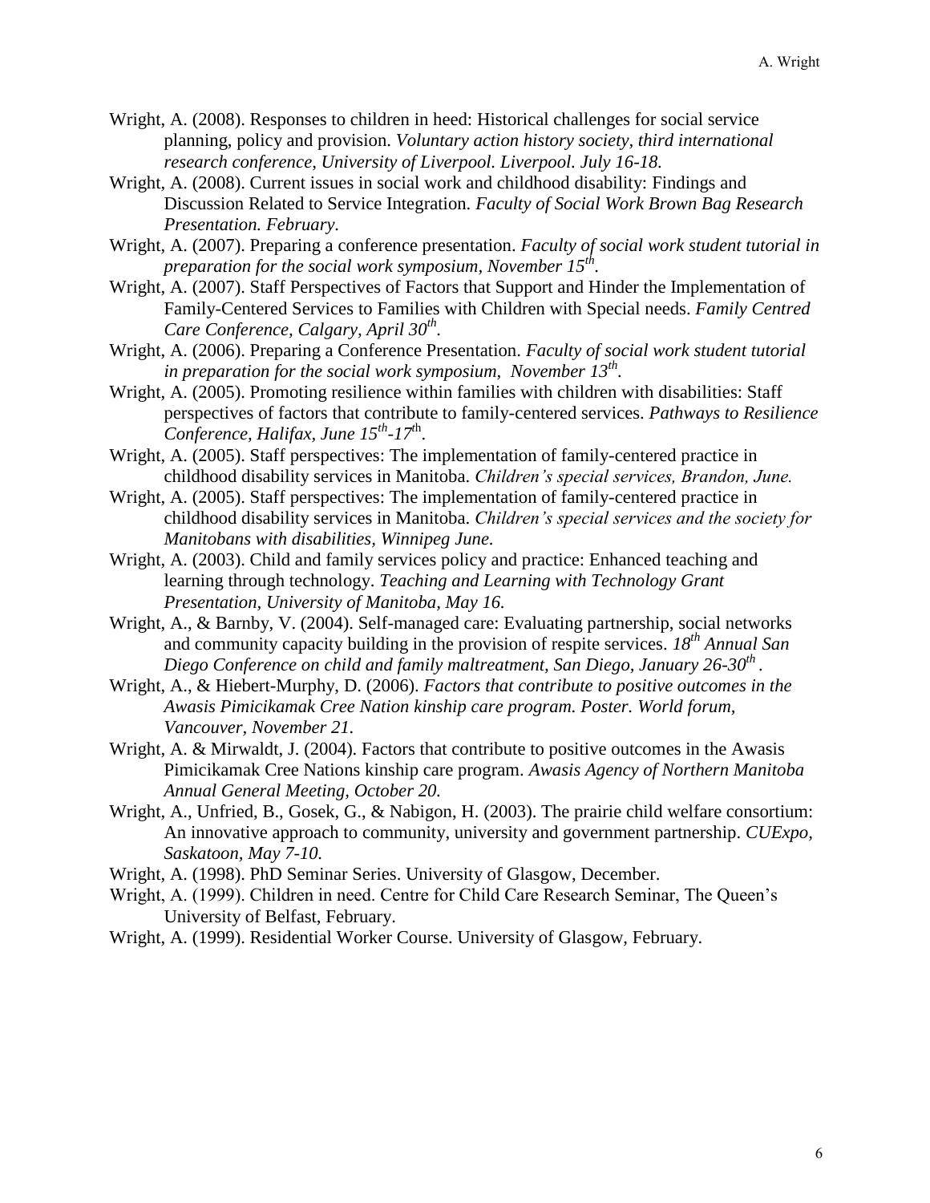Wright, A. (2008). Responses to children in heed: Historical challenges for social service planning, policy and provision. *Voluntary action history society, third international research conference, University of Liverpool. Liverpool. July 16-18.*

Wright, A. (2008). Current issues in social work and childhood disability: Findings and Discussion Related to Service Integration. *Faculty of Social Work Brown Bag Research Presentation. February.*

Wright, A. (2007). Preparing a conference presentation. *Faculty of social work student tutorial in preparation for the social work symposium, November 15th.*

Wright, A. (2007). Staff Perspectives of Factors that Support and Hinder the Implementation of Family-Centered Services to Families with Children with Special needs. *Family Centred Care Conference, Calgary, April 30th.*

Wright, A. (2006). Preparing a Conference Presentation. *Faculty of social work student tutorial in preparation for the social work symposium, November 13th.*

Wright, A. (2005). Promoting resilience within families with children with disabilities: Staff perspectives of factors that contribute to family-centered services. *Pathways to Resilience Conference, Halifax, June 15th-17th.*

Wright, A. (2005). Staff perspectives: The implementation of family-centered practice in childhood disability services in Manitoba. *Children's special services, Brandon, June.*

Wright, A. (2005). Staff perspectives: The implementation of family-centered practice in childhood disability services in Manitoba. *Children's special services and the society for Manitobans with disabilities, Winnipeg June.*

Wright, A. (2003). Child and family services policy and practice: Enhanced teaching and learning through technology. *Teaching and Learning with Technology Grant Presentation, University of Manitoba, May 16.*

Wright, A., & Barnby, V. (2004). Self-managed care: Evaluating partnership, social networks and community capacity building in the provision of respite services. *18th Annual San Diego Conference on child and family maltreatment, San Diego, January 26-30th.*

Wright, A., & Hiebert-Murphy, D. (2006). *Factors that contribute to positive outcomes in the Awasis Pimicikamak Cree Nation kinship care program. Poster. World forum, Vancouver, November 21.*

Wright, A. & Mirwaldt, J. (2004). Factors that contribute to positive outcomes in the Awasis Pimicikamak Cree Nations kinship care program. *Awasis Agency of Northern Manitoba Annual General Meeting, October 20.*

Wright, A., Unfried, B., Gosek, G., & Nabigon, H. (2003). The prairie child welfare consortium: An innovative approach to community, university and government partnership. *CUExpo, Saskatoon, May 7-10.*

Wright, A. (1998). PhD Seminar Series. University of Glasgow, December.

Wright, A. (1999). Children in need. Centre for Child Care Research Seminar, The Queen's University of Belfast, February.

Wright, A. (1999). Residential Worker Course. University of Glasgow, February.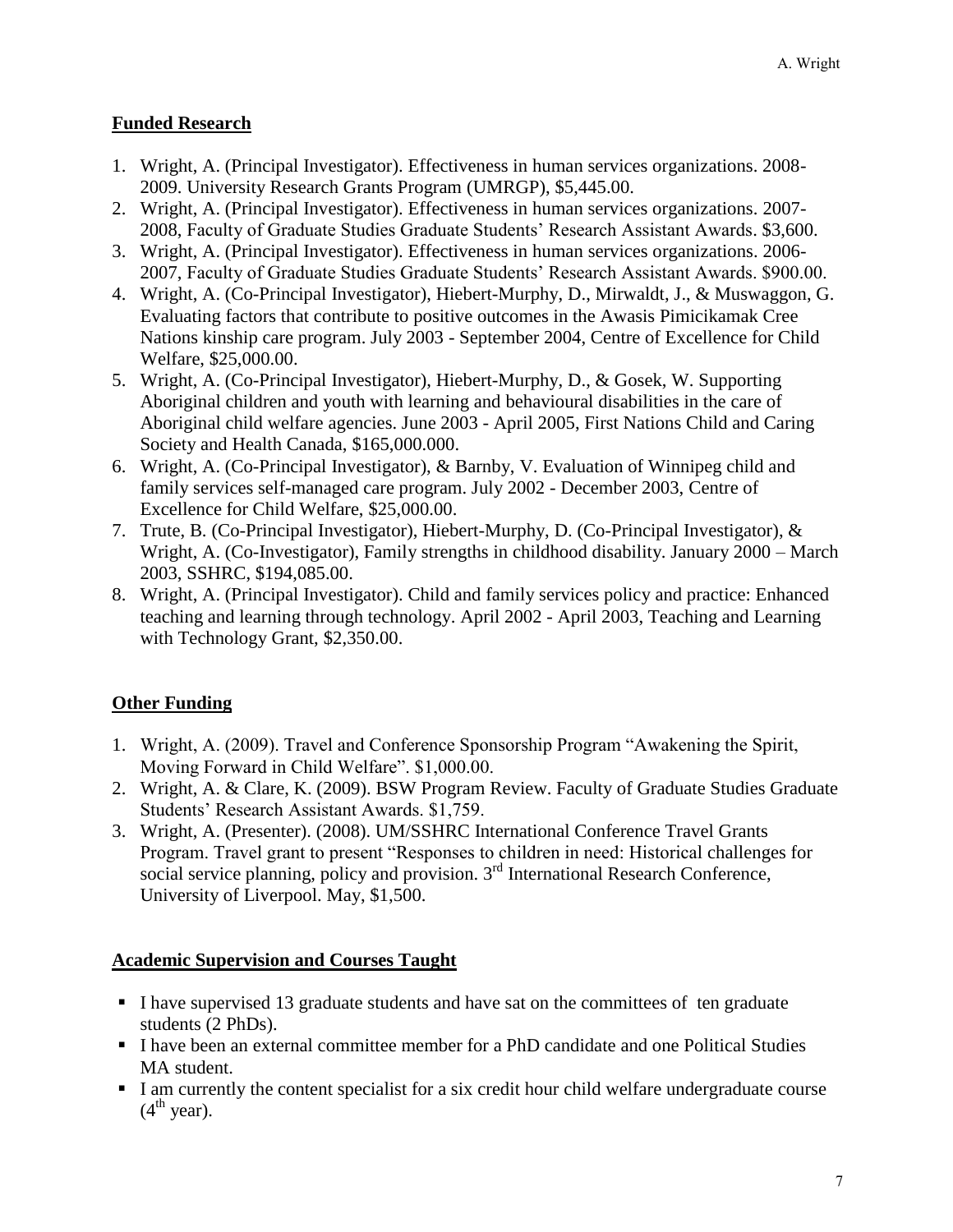## Funded Research

1. Wright, A. (Principal Investigator). Effectiveness in human services organizations. 2008-2009. University Research Grants Program (UMRGP), $5,445.00.
2. Wright, A. (Principal Investigator). Effectiveness in human services organizations. 2007-2008, Faculty of Graduate Studies Graduate Students' Research Assistant Awards. $3,600.
3. Wright, A. (Principal Investigator). Effectiveness in human services organizations. 2006-2007, Faculty of Graduate Studies Graduate Students' Research Assistant Awards. $900.00.
4. Wright, A. (Co-Principal Investigator), Hiebert-Murphy, D., Mirwaldt, J., & Muswaggon, G. Evaluating factors that contribute to positive outcomes in the Awasis Pimicikamak Cree Nations kinship care program. July 2003 - September 2004, Centre of Excellence for Child Welfare, $25,000.00.
5. Wright, A. (Co-Principal Investigator), Hiebert-Murphy, D., & Gosek, W. Supporting Aboriginal children and youth with learning and behavioural disabilities in the care of Aboriginal child welfare agencies. June 2003 - April 2005, First Nations Child and Caring Society and Health Canada, $165,000.000.
6. Wright, A. (Co-Principal Investigator), & Barnby, V. Evaluation of Winnipeg child and family services self-managed care program. July 2002 - December 2003, Centre of Excellence for Child Welfare, $25,000.00.
7. Trute, B. (Co-Principal Investigator), Hiebert-Murphy, D. (Co-Principal Investigator), & Wright, A. (Co-Investigator), Family strengths in childhood disability. January 2000 – March 2003, SSHRC, $194,085.00.
8. Wright, A. (Principal Investigator). Child and family services policy and practice: Enhanced teaching and learning through technology. April 2002 - April 2003, Teaching and Learning with Technology Grant, $2,350.00.

## Other Funding

1. Wright, A. (2009). Travel and Conference Sponsorship Program "Awakening the Spirit, Moving Forward in Child Welfare". $1,000.00.
2. Wright, A. & Clare, K. (2009). BSW Program Review. Faculty of Graduate Studies Graduate Students' Research Assistant Awards. $1,759.
3. Wright, A. (Presenter). (2008). UM/SSHRC International Conference Travel Grants Program. Travel grant to present "Responses to children in need: Historical challenges for social service planning, policy and provision. 3rd International Research Conference, University of Liverpool. May, $1,500.

## Academic Supervision and Courses Taught

- I have supervised 13 graduate students and have sat on the committees of ten graduate students (2 PhDs).
- I have been an external committee member for a PhD candidate and one Political Studies MA student.
- I am currently the content specialist for a six credit hour child welfare undergraduate course (4th year).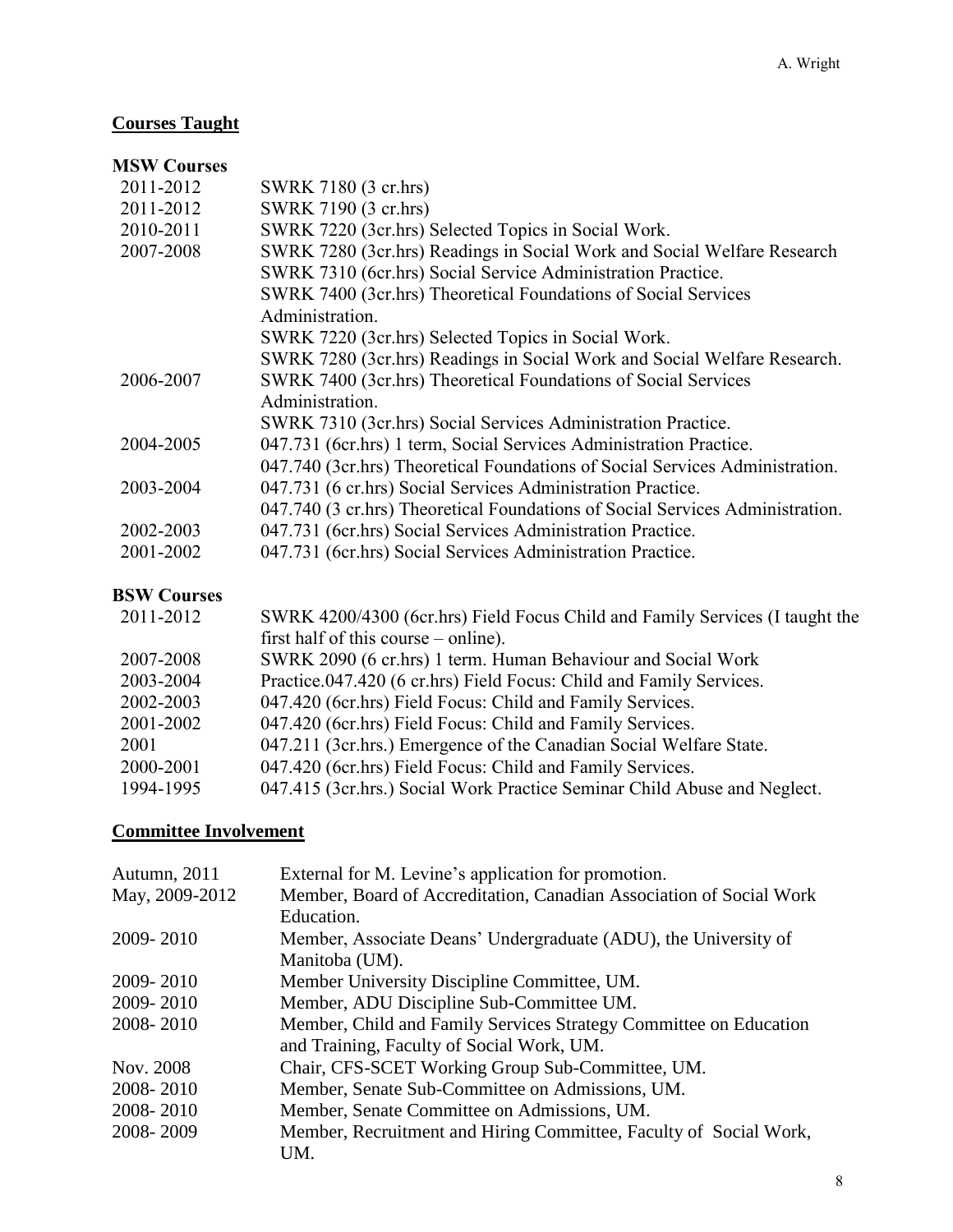## Courses Taught

### MSW Courses

| | |
|---|---|
| 2011-2012 | SWRK 7180 (3 cr.hrs) |
| 2011-2012 | SWRK 7190 (3 cr.hrs) |
| 2010-2011 | SWRK 7220 (3cr.hrs) Selected Topics in Social Work. |
| 2007-2008 | SWRK 7280 (3cr.hrs) Readings in Social Work and Social Welfare Research |
| | SWRK 7310 (6cr.hrs) Social Service Administration Practice. |
| | SWRK 7400 (3cr.hrs) Theoretical Foundations of Social Services Administration. |
| | SWRK 7220 (3cr.hrs) Selected Topics in Social Work. |
| | SWRK 7280 (3cr.hrs) Readings in Social Work and Social Welfare Research. |
| 2006-2007 | SWRK 7400 (3cr.hrs) Theoretical Foundations of Social Services Administration. |
| | SWRK 7310 (3cr.hrs) Social Services Administration Practice. |
| 2004-2005 | 047.731 (6cr.hrs) 1 term, Social Services Administration Practice. |
| | 047.740 (3cr.hrs) Theoretical Foundations of Social Services Administration. |
| 2003-2004 | 047.731 (6 cr.hrs) Social Services Administration Practice. |
| | 047.740 (3 cr.hrs) Theoretical Foundations of Social Services Administration. |
| 2002-2003 | 047.731 (6cr.hrs) Social Services Administration Practice. |
| 2001-2002 | 047.731 (6cr.hrs) Social Services Administration Practice. |

### BSW Courses

| | |
|---|---|
| 2011-2012 | SWRK 4200/4300 (6cr.hrs) Field Focus Child and Family Services (I taught the first half of this course – online). |
| 2007-2008 | SWRK 2090 (6 cr.hrs) 1 term. Human Behaviour and Social Work |
| 2003-2004 | Practice.047.420 (6 cr.hrs) Field Focus: Child and Family Services. |
| 2002-2003 | 047.420 (6cr.hrs) Field Focus: Child and Family Services. |
| 2001-2002 | 047.420 (6cr.hrs) Field Focus: Child and Family Services. |
| 2001 | 047.211 (3cr.hrs.) Emergence of the Canadian Social Welfare State. |
| 2000-2001 | 047.420 (6cr.hrs) Field Focus: Child and Family Services. |
| 1994-1995 | 047.415 (3cr.hrs.) Social Work Practice Seminar Child Abuse and Neglect. |

## Committee Involvement

| | |
|---|---|
| Autumn, 2011 | External for M. Levine's application for promotion. |
| May, 2009-2012 | Member, Board of Accreditation, Canadian Association of Social Work Education. |
| 2009- 2010 | Member, Associate Deans' Undergraduate (ADU), the University of Manitoba (UM). |
| 2009- 2010 | Member University Discipline Committee, UM. |
| 2009- 2010 | Member, ADU Discipline Sub-Committee UM. |
| 2008- 2010 | Member, Child and Family Services Strategy Committee on Education and Training, Faculty of Social Work, UM. |
| Nov. 2008 | Chair, CFS-SCET Working Group Sub-Committee, UM. |
| 2008- 2010 | Member, Senate Sub-Committee on Admissions, UM. |
| 2008- 2010 | Member, Senate Committee on Admissions, UM. |
| 2008- 2009 | Member, Recruitment and Hiring Committee, Faculty of Social Work, UM. |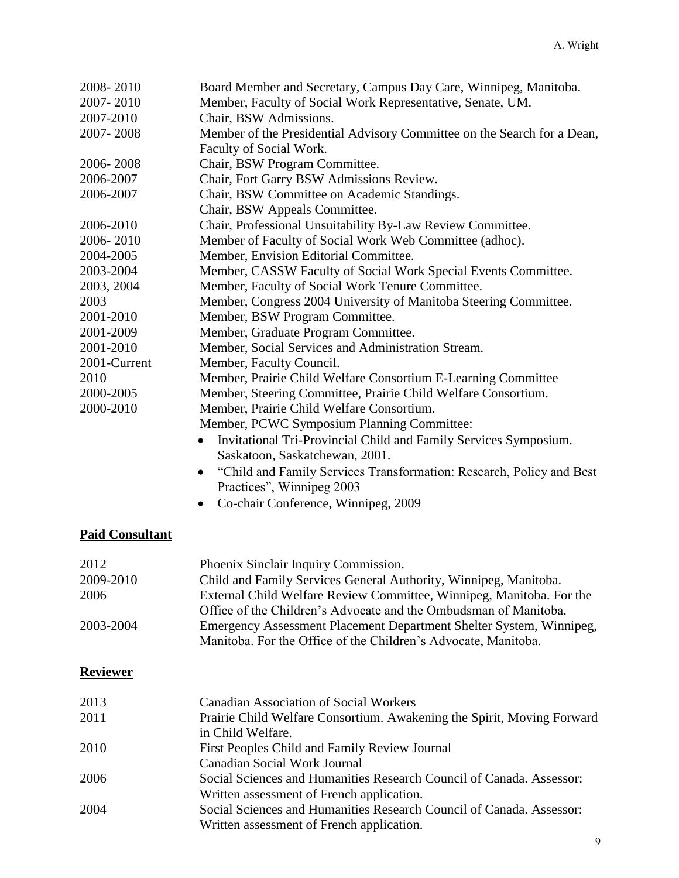| | |
|---|---|
| 2008- 2010 | Board Member and Secretary, Campus Day Care, Winnipeg, Manitoba. |
| 2007- 2010 | Member, Faculty of Social Work Representative, Senate, UM. |
| 2007-2010 | Chair, BSW Admissions. |
| 2007- 2008 | Member of the Presidential Advisory Committee on the Search for a Dean, Faculty of Social Work. |
| 2006- 2008 | Chair, BSW Program Committee. |
| 2006-2007 | Chair, Fort Garry BSW Admissions Review. |
| 2006-2007 | Chair, BSW Committee on Academic Standings. |
| | Chair, BSW Appeals Committee. |
| 2006-2010 | Chair, Professional Unsuitability By-Law Review Committee. |
| 2006- 2010 | Member of Faculty of Social Work Web Committee (adhoc). |
| 2004-2005 | Member, Envision Editorial Committee. |
| 2003-2004 | Member, CASSW Faculty of Social Work Special Events Committee. |
| 2003, 2004 | Member, Faculty of Social Work Tenure Committee. |
| 2003 | Member, Congress 2004 University of Manitoba Steering Committee. |
| 2001-2010 | Member, BSW Program Committee. |
| 2001-2009 | Member, Graduate Program Committee. |
| 2001-2010 | Member, Social Services and Administration Stream. |
| 2001-Current | Member, Faculty Council. |
| 2010 | Member, Prairie Child Welfare Consortium E-Learning Committee |
| 2000-2005 | Member, Steering Committee, Prairie Child Welfare Consortium. |
| 2000-2010 | Member, Prairie Child Welfare Consortium. |
| | Member, PCWC Symposium Planning Committee: |

- Invitational Tri-Provincial Child and Family Services Symposium. Saskatoon, Saskatchewan, 2001.
- "Child and Family Services Transformation: Research, Policy and Best Practices", Winnipeg 2003
- Co-chair Conference, Winnipeg, 2009

## Paid Consultant

| | |
|---|---|
| 2012 | Phoenix Sinclair Inquiry Commission. |
| 2009-2010 | Child and Family Services General Authority, Winnipeg, Manitoba. |
| 2006 | External Child Welfare Review Committee, Winnipeg, Manitoba. For the Office of the Children's Advocate and the Ombudsman of Manitoba. |
| 2003-2004 | Emergency Assessment Placement Department Shelter System, Winnipeg, Manitoba. For the Office of the Children's Advocate, Manitoba. |

## Reviewer

| | |
|---|---|
| 2013 | Canadian Association of Social Workers |
| 2011 | Prairie Child Welfare Consortium. Awakening the Spirit, Moving Forward in Child Welfare. |
| 2010 | First Peoples Child and Family Review Journal |
| | Canadian Social Work Journal |
| 2006 | Social Sciences and Humanities Research Council of Canada. Assessor: Written assessment of French application. |
| 2004 | Social Sciences and Humanities Research Council of Canada. Assessor: Written assessment of French application. |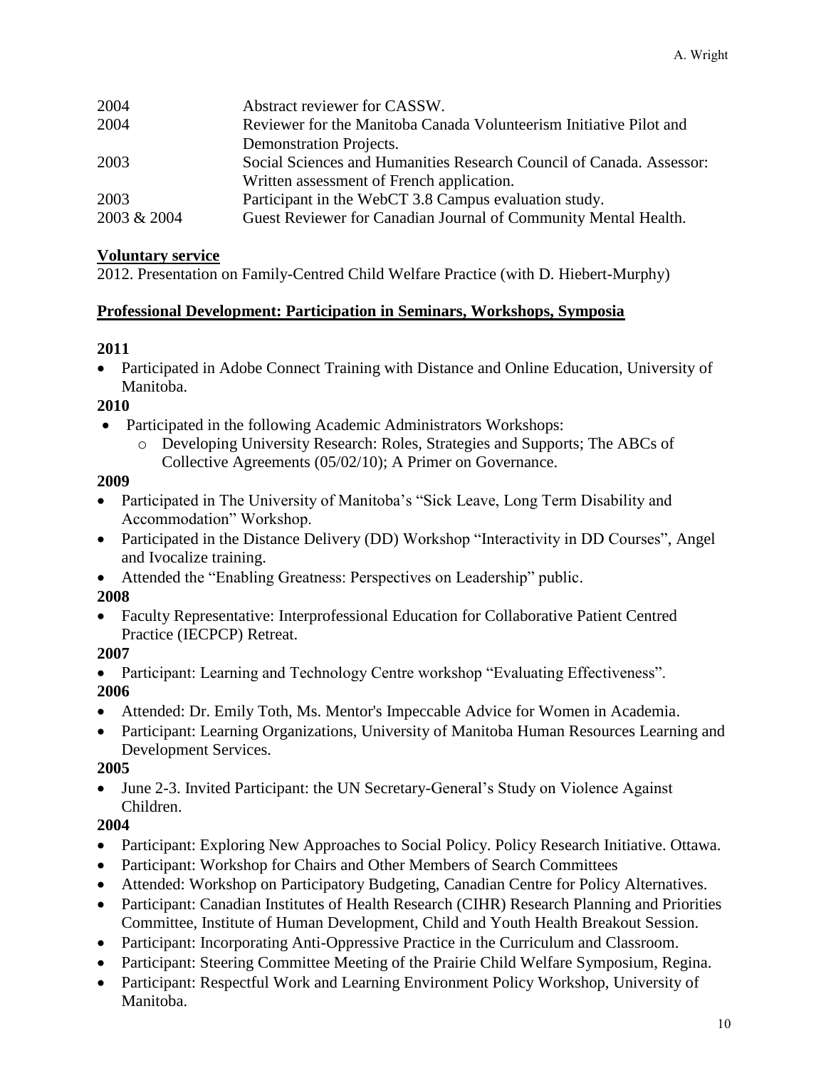| | |
|---|---|
| 2004 | Abstract reviewer for CASSW. |
| 2004 | Reviewer for the Manitoba Canada Volunteerism Initiative Pilot and Demonstration Projects. |
| 2003 | Social Sciences and Humanities Research Council of Canada. Assessor: Written assessment of French application. |
| 2003 | Participant in the WebCT 3.8 Campus evaluation study. |
| 2003 & 2004 | Guest Reviewer for Canadian Journal of Community Mental Health. |

## Voluntary service

2012. Presentation on Family-Centred Child Welfare Practice (with D. Hiebert-Murphy)

## Professional Development: Participation in Seminars, Workshops, Symposia

**2011**

- Participated in Adobe Connect Training with Distance and Online Education, University of Manitoba.

**2010**

- Participated in the following Academic Administrators Workshops:
  - Developing University Research: Roles, Strategies and Supports; The ABCs of Collective Agreements (05/02/10); A Primer on Governance.

**2009**

- Participated in The University of Manitoba's "Sick Leave, Long Term Disability and Accommodation" Workshop.
- Participated in the Distance Delivery (DD) Workshop "Interactivity in DD Courses", Angel and Ivocalize training.
- Attended the "Enabling Greatness: Perspectives on Leadership" public.

**2008**

- Faculty Representative: Interprofessional Education for Collaborative Patient Centred Practice (IECPCP) Retreat.

**2007**

- Participant: Learning and Technology Centre workshop "Evaluating Effectiveness".

**2006**

- Attended: Dr. Emily Toth, Ms. Mentor's Impeccable Advice for Women in Academia.
- Participant: Learning Organizations, University of Manitoba Human Resources Learning and Development Services.

**2005**

- June 2-3. Invited Participant: the UN Secretary-General's Study on Violence Against Children.

**2004**

- Participant: Exploring New Approaches to Social Policy. Policy Research Initiative. Ottawa.
- Participant: Workshop for Chairs and Other Members of Search Committees
- Attended: Workshop on Participatory Budgeting, Canadian Centre for Policy Alternatives.
- Participant: Canadian Institutes of Health Research (CIHR) Research Planning and Priorities Committee, Institute of Human Development, Child and Youth Health Breakout Session.
- Participant: Incorporating Anti-Oppressive Practice in the Curriculum and Classroom.
- Participant: Steering Committee Meeting of the Prairie Child Welfare Symposium, Regina.
- Participant: Respectful Work and Learning Environment Policy Workshop, University of Manitoba.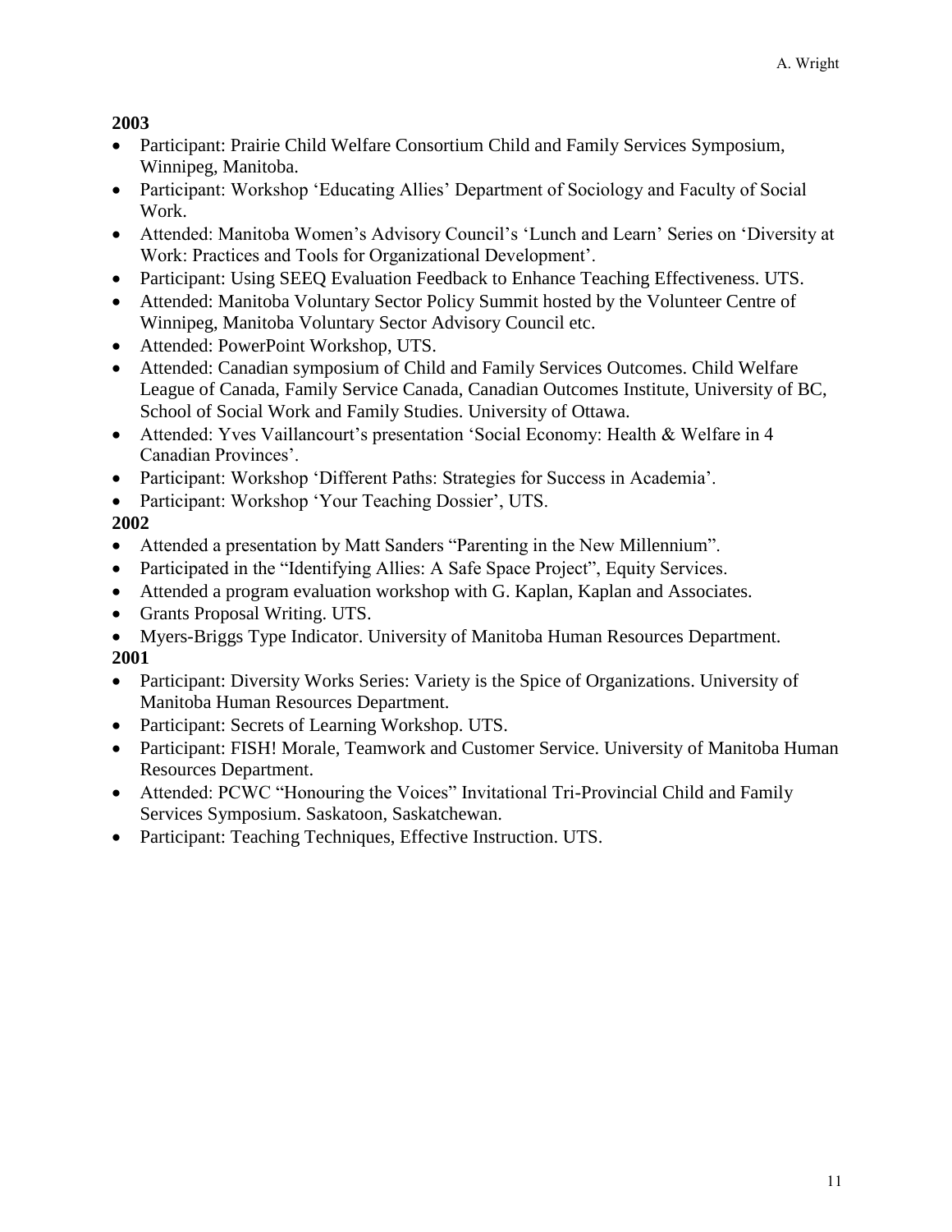**2003**

- Participant: Prairie Child Welfare Consortium Child and Family Services Symposium, Winnipeg, Manitoba.
- Participant: Workshop 'Educating Allies' Department of Sociology and Faculty of Social Work.
- Attended: Manitoba Women's Advisory Council's 'Lunch and Learn' Series on 'Diversity at Work: Practices and Tools for Organizational Development'.
- Participant: Using SEEQ Evaluation Feedback to Enhance Teaching Effectiveness. UTS.
- Attended: Manitoba Voluntary Sector Policy Summit hosted by the Volunteer Centre of Winnipeg, Manitoba Voluntary Sector Advisory Council etc.
- Attended: PowerPoint Workshop, UTS.
- Attended: Canadian symposium of Child and Family Services Outcomes. Child Welfare League of Canada, Family Service Canada, Canadian Outcomes Institute, University of BC, School of Social Work and Family Studies. University of Ottawa.
- Attended: Yves Vaillancourt's presentation 'Social Economy: Health & Welfare in 4 Canadian Provinces'.
- Participant: Workshop 'Different Paths: Strategies for Success in Academia'.
- Participant: Workshop 'Your Teaching Dossier', UTS.

**2002**

- Attended a presentation by Matt Sanders "Parenting in the New Millennium".
- Participated in the "Identifying Allies: A Safe Space Project", Equity Services.
- Attended a program evaluation workshop with G. Kaplan, Kaplan and Associates.
- Grants Proposal Writing. UTS.
- Myers-Briggs Type Indicator. University of Manitoba Human Resources Department.

**2001**

- Participant: Diversity Works Series: Variety is the Spice of Organizations. University of Manitoba Human Resources Department.
- Participant: Secrets of Learning Workshop. UTS.
- Participant: FISH! Morale, Teamwork and Customer Service. University of Manitoba Human Resources Department.
- Attended: PCWC "Honouring the Voices" Invitational Tri-Provincial Child and Family Services Symposium. Saskatoon, Saskatchewan.
- Participant: Teaching Techniques, Effective Instruction. UTS.